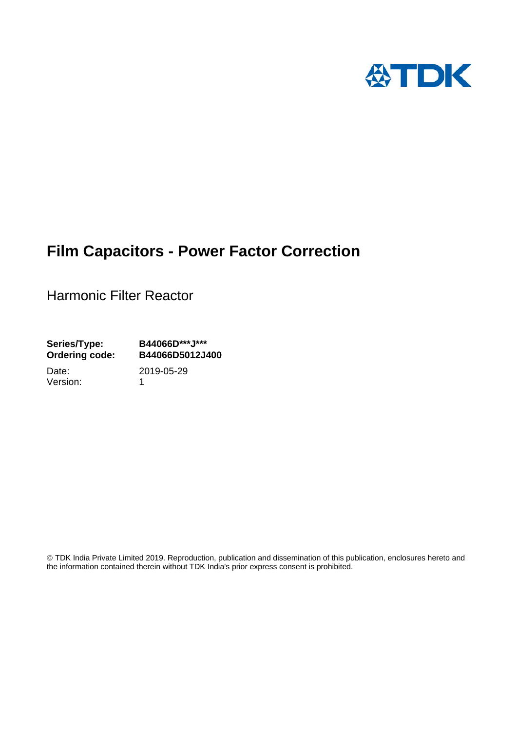# Film Capacitors - Power Factor Correction

Harmonic Filter Reactor

**Series/Type:** **B44066D\*\*\*J\*\*\***
**Ordering code:** **B44066D5012J400**

Date: 2019-05-29
Version: 1

© TDK India Private Limited 2019. Reproduction, publication and dissemination of this publication, enclosures hereto and the information contained therein without TDK India's prior express consent is prohibited.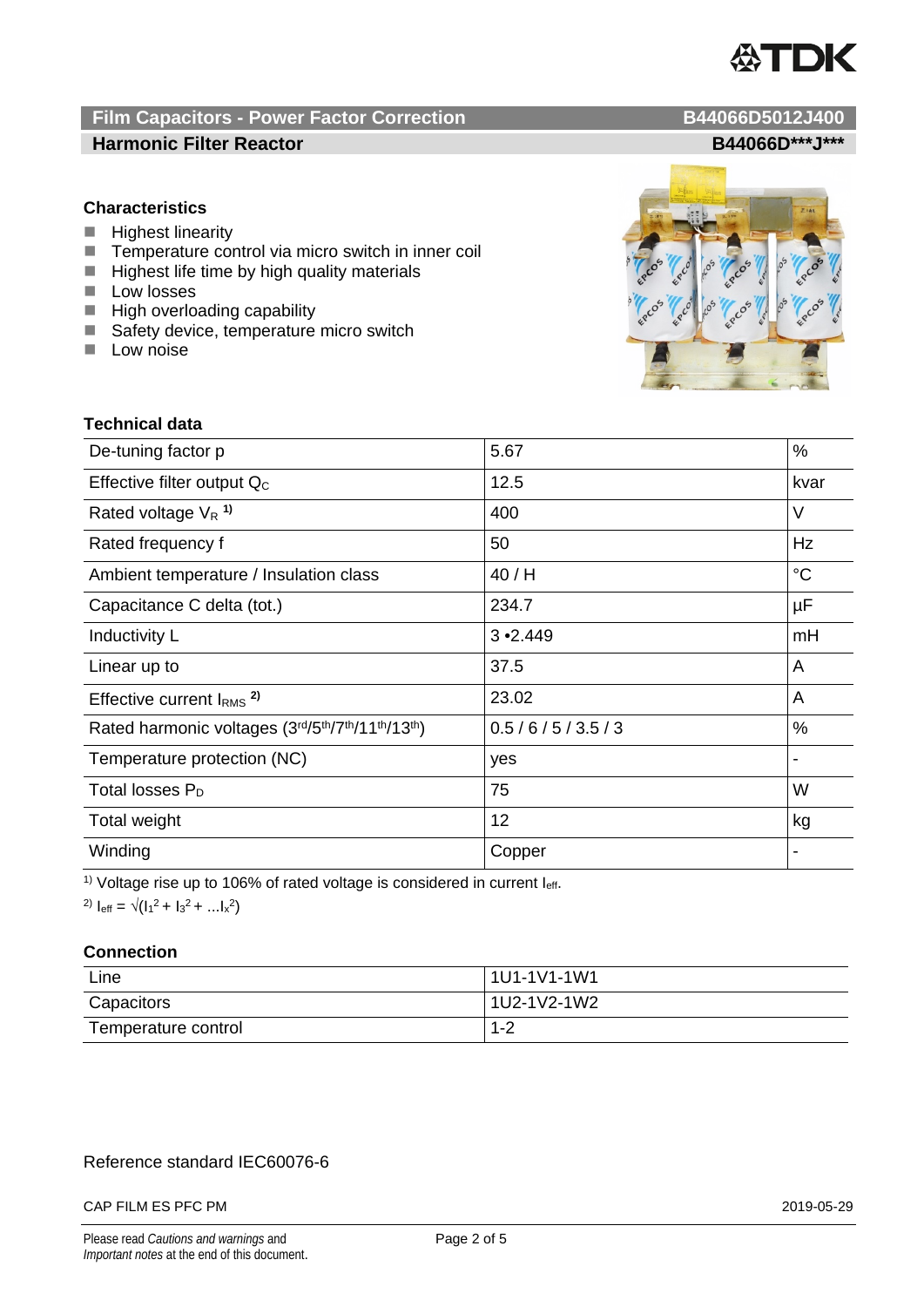## Film Capacitors - Power Factor Correction — B44066D5012J400

### Harmonic Filter Reactor — B44066D***J***

### Characteristics

- Highest linearity
- Temperature control via micro switch in inner coil
- Highest life time by high quality materials
- Low losses
- High overloading capability
- Safety device, temperature micro switch
- Low noise

### Technical data

| | | |
|---|---|---|
| De-tuning factor p | 5.67 | % |
| Effective filter output $Q_C$ | 12.5 | kvar |
| Rated voltage $V_R$ [1)] | 400 | V |
| Rated frequency f | 50 | Hz |
| Ambient temperature / Insulation class | 40 / H | °C |
| Capacitance C delta (tot.) | 234.7 | µF |
| Inductivity L | 3 •2.449 | mH |
| Linear up to | 37.5 | A |
| Effective current $I_{RMS}$ [2)] | 23.02 | A |
| Rated harmonic voltages ($3^{rd}/5^{th}/7^{th}/11^{th}/13^{th}$) | 0.5 / 6 / 5 / 3.5 / 3 | % |
| Temperature protection (NC) | yes | - |
| Total losses $P_D$ | 75 | W |
| Total weight | 12 | kg |
| Winding | Copper | - |

[1)] Voltage rise up to 106% of rated voltage is considered in current $I_{eff}$.

[2)] $I_{eff} = \sqrt{(I_1^2 + I_3^2 + ...I_x^2)}$

### Connection

| | |
|---|---|
| Line | 1U1-1V1-1W1 |
| Capacitors | 1U2-1V2-1W2 |
| Temperature control | 1-2 |

Reference standard IEC60076-6

CAP FILM ES PFC PM — 2019-05-29

Please read *Cautions and warnings* and *Important notes* at the end of this document.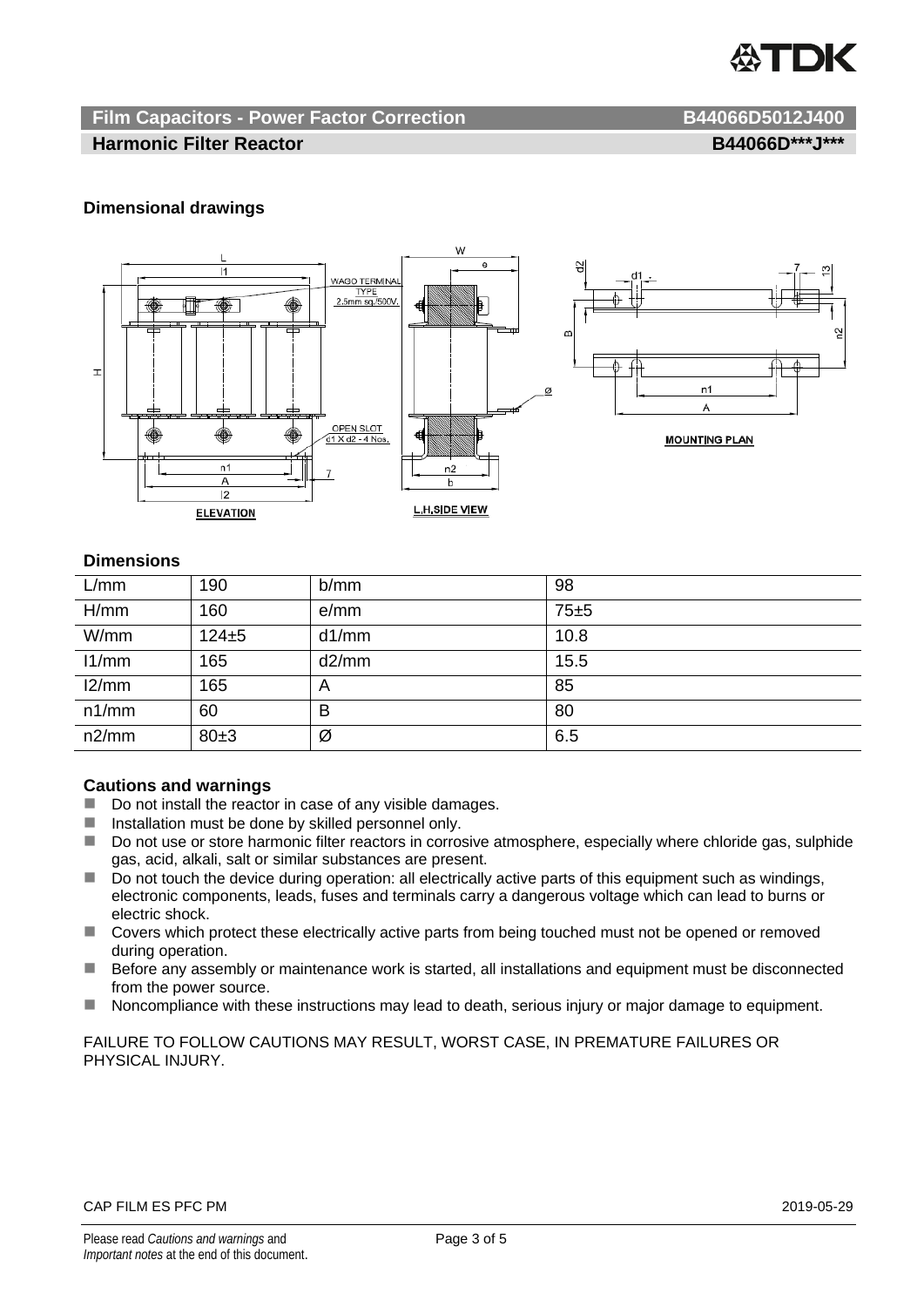### Dimensional drawings

### Dimensions

| L/mm | 190 | b/mm | 98 |
|---|---|---|---|
| H/mm | 160 | e/mm | 75±5 |
| W/mm | 124±5 | d1/mm | 10.8 |
| l1/mm | 165 | d2/mm | 15.5 |
| l2/mm | 165 | A | 85 |
| n1/mm | 60 | B | 80 |
| n2/mm | 80±3 | Ø | 6.5 |

### Cautions and warnings

- Do not install the reactor in case of any visible damages.
- Installation must be done by skilled personnel only.
- Do not use or store harmonic filter reactors in corrosive atmosphere, especially where chloride gas, sulphide gas, acid, alkali, salt or similar substances are present.
- Do not touch the device during operation: all electrically active parts of this equipment such as windings, electronic components, leads, fuses and terminals carry a dangerous voltage which can lead to burns or electric shock.
- Covers which protect these electrically active parts from being touched must not be opened or removed during operation.
- Before any assembly or maintenance work is started, all installations and equipment must be disconnected from the power source.
- Noncompliance with these instructions may lead to death, serious injury or major damage to equipment.

FAILURE TO FOLLOW CAUTIONS MAY RESULT, WORST CASE, IN PREMATURE FAILURES OR PHYSICAL INJURY.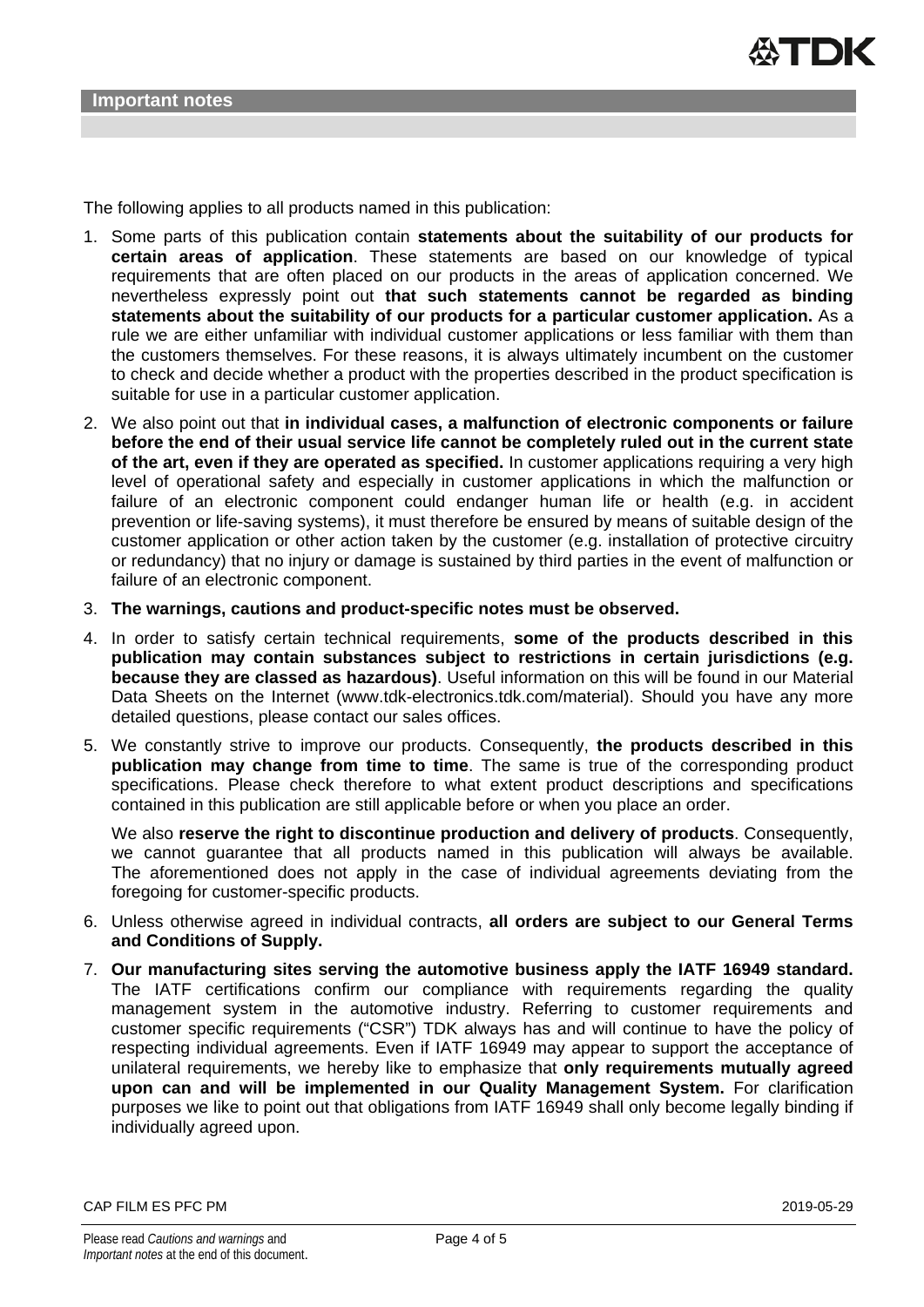## Important notes

The following applies to all products named in this publication:

1. Some parts of this publication contain **statements about the suitability of our products for certain areas of application**. These statements are based on our knowledge of typical requirements that are often placed on our products in the areas of application concerned. We nevertheless expressly point out **that such statements cannot be regarded as binding statements about the suitability of our products for a particular customer application.** As a rule we are either unfamiliar with individual customer applications or less familiar with them than the customers themselves. For these reasons, it is always ultimately incumbent on the customer to check and decide whether a product with the properties described in the product specification is suitable for use in a particular customer application.
2. We also point out that **in individual cases, a malfunction of electronic components or failure before the end of their usual service life cannot be completely ruled out in the current state of the art, even if they are operated as specified.** In customer applications requiring a very high level of operational safety and especially in customer applications in which the malfunction or failure of an electronic component could endanger human life or health (e.g. in accident prevention or life-saving systems), it must therefore be ensured by means of suitable design of the customer application or other action taken by the customer (e.g. installation of protective circuitry or redundancy) that no injury or damage is sustained by third parties in the event of malfunction or failure of an electronic component.
3. **The warnings, cautions and product-specific notes must be observed.**
4. In order to satisfy certain technical requirements, **some of the products described in this publication may contain substances subject to restrictions in certain jurisdictions (e.g. because they are classed as hazardous)**. Useful information on this will be found in our Material Data Sheets on the Internet (www.tdk-electronics.tdk.com/material). Should you have any more detailed questions, please contact our sales offices.
5. We constantly strive to improve our products. Consequently, **the products described in this publication may change from time to time**. The same is true of the corresponding product specifications. Please check therefore to what extent product descriptions and specifications contained in this publication are still applicable before or when you place an order.

   We also **reserve the right to discontinue production and delivery of products**. Consequently, we cannot guarantee that all products named in this publication will always be available. The aforementioned does not apply in the case of individual agreements deviating from the foregoing for customer-specific products.
6. Unless otherwise agreed in individual contracts, **all orders are subject to our General Terms and Conditions of Supply.**
7. **Our manufacturing sites serving the automotive business apply the IATF 16949 standard.** The IATF certifications confirm our compliance with requirements regarding the quality management system in the automotive industry. Referring to customer requirements and customer specific requirements ("CSR") TDK always has and will continue to have the policy of respecting individual agreements. Even if IATF 16949 may appear to support the acceptance of unilateral requirements, we hereby like to emphasize that **only requirements mutually agreed upon can and will be implemented in our Quality Management System.** For clarification purposes we like to point out that obligations from IATF 16949 shall only become legally binding if individually agreed upon.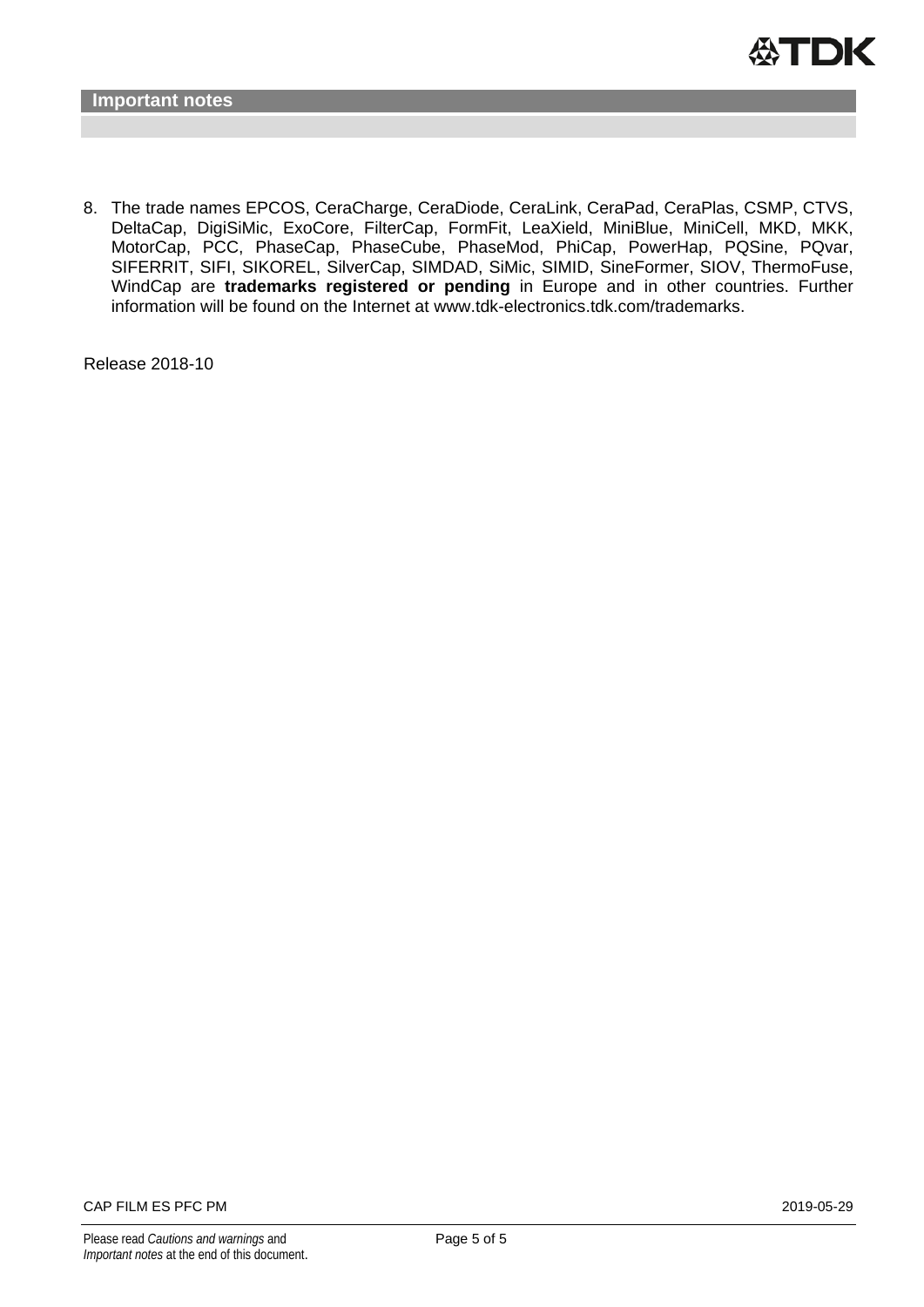## Important notes

8. The trade names EPCOS, CeraCharge, CeraDiode, CeraLink, CeraPad, CeraPlas, CSMP, CTVS, DeltaCap, DigiSiMic, ExoCore, FilterCap, FormFit, LeaXield, MiniBlue, MiniCell, MKD, MKK, MotorCap, PCC, PhaseCap, PhaseCube, PhaseMod, PhiCap, PowerHap, PQSine, PQvar, SIFERRIT, SIFI, SIKOREL, SilverCap, SIMDAD, SiMic, SIMID, SineFormer, SIOV, ThermoFuse, WindCap are **trademarks registered or pending** in Europe and in other countries. Further information will be found on the Internet at www.tdk-electronics.tdk.com/trademarks.

Release 2018-10